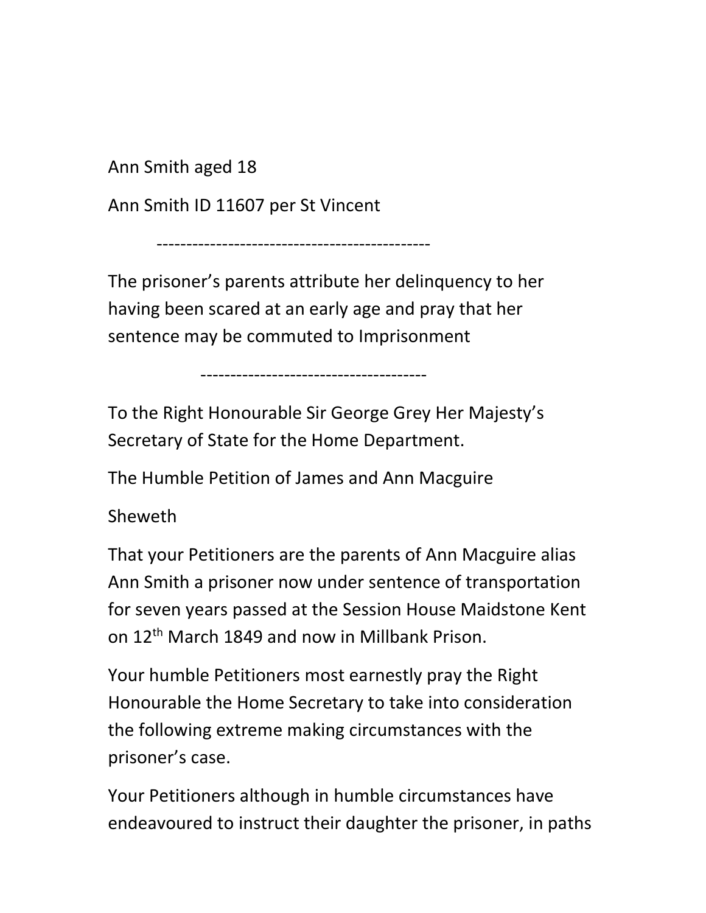Ann Smith aged 18

Ann Smith ID 11607 per St Vincent

---

The prisoner's parents attribute her delinquency to her having been scared at an early age and pray that her sentence may be commuted to Imprisonment

---

To the Right Honourable Sir George Grey Her Majesty's Secretary of State for the Home Department.

The Humble Petition of James and Ann Macguire

Sheweth

That your Petitioners are the parents of Ann Macguire alias Ann Smith a prisoner now under sentence of transportation for seven years passed at the Session House Maidstone Kent on 12th March 1849 and now in Millbank Prison.

Your humble Petitioners most earnestly pray the Right Honourable the Home Secretary to take into consideration the following extreme making circumstances with the prisoner's case.

Your Petitioners although in humble circumstances have endeavoured to instruct their daughter the prisoner, in paths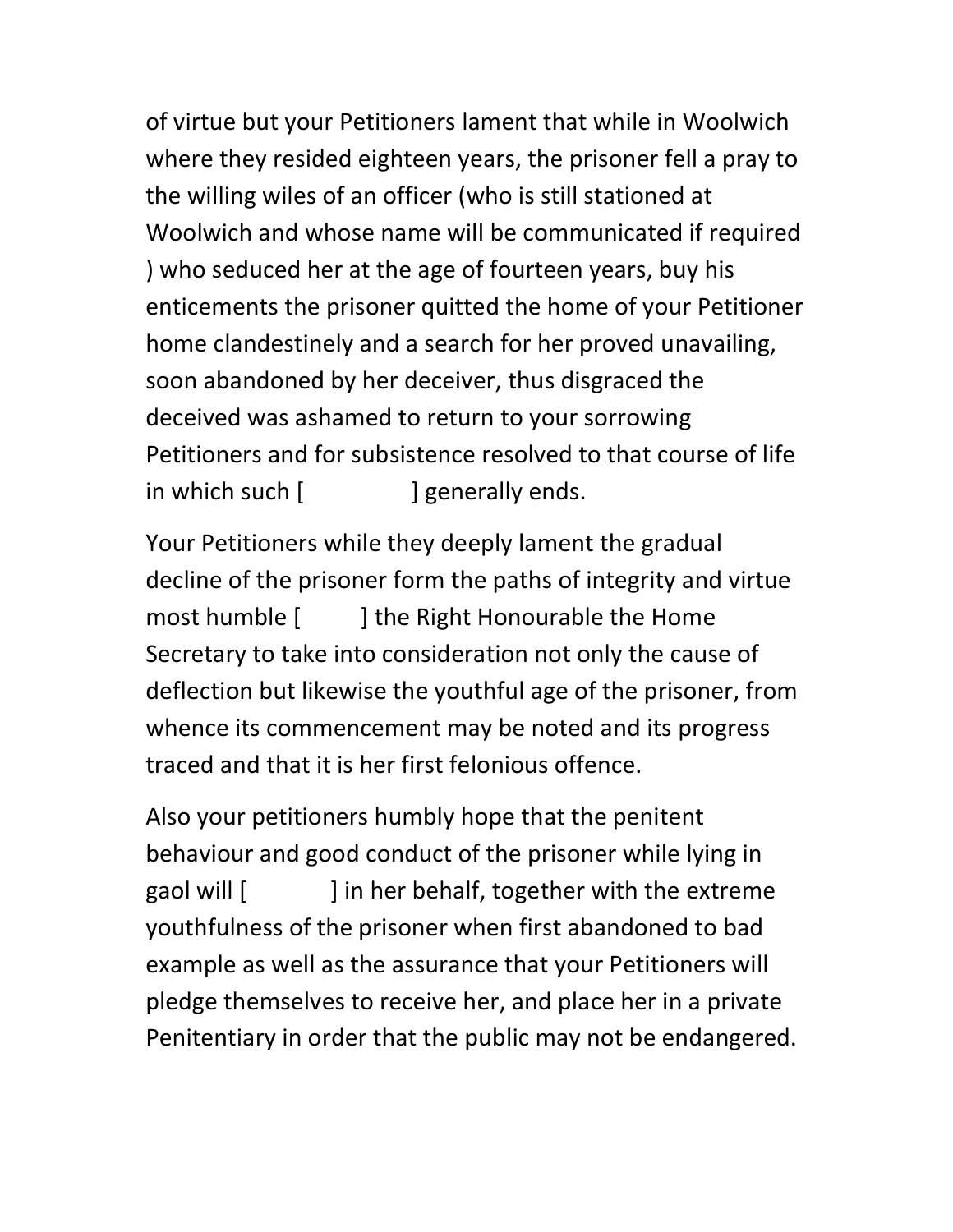of virtue but your Petitioners lament that while in Woolwich where they resided eighteen years, the prisoner fell a pray to the willing wiles of an officer (who is still stationed at Woolwich and whose name will be communicated if required ) who seduced her at the age of fourteen years, buy his enticements the prisoner quitted the home of your Petitioner home clandestinely and a search for her proved unavailing, soon abandoned by her deceiver, thus disgraced the deceived was ashamed to return to your sorrowing Petitioners and for subsistence resolved to that course of life in which such [ ] generally ends.

Your Petitioners while they deeply lament the gradual decline of the prisoner form the paths of integrity and virtue most humble [ ] the Right Honourable the Home Secretary to take into consideration not only the cause of deflection but likewise the youthful age of the prisoner, from whence its commencement may be noted and its progress traced and that it is her first felonious offence.

Also your petitioners humbly hope that the penitent behaviour and good conduct of the prisoner while lying in gaol will [ ] in her behalf, together with the extreme youthfulness of the prisoner when first abandoned to bad example as well as the assurance that your Petitioners will pledge themselves to receive her, and place her in a private Penitentiary in order that the public may not be endangered.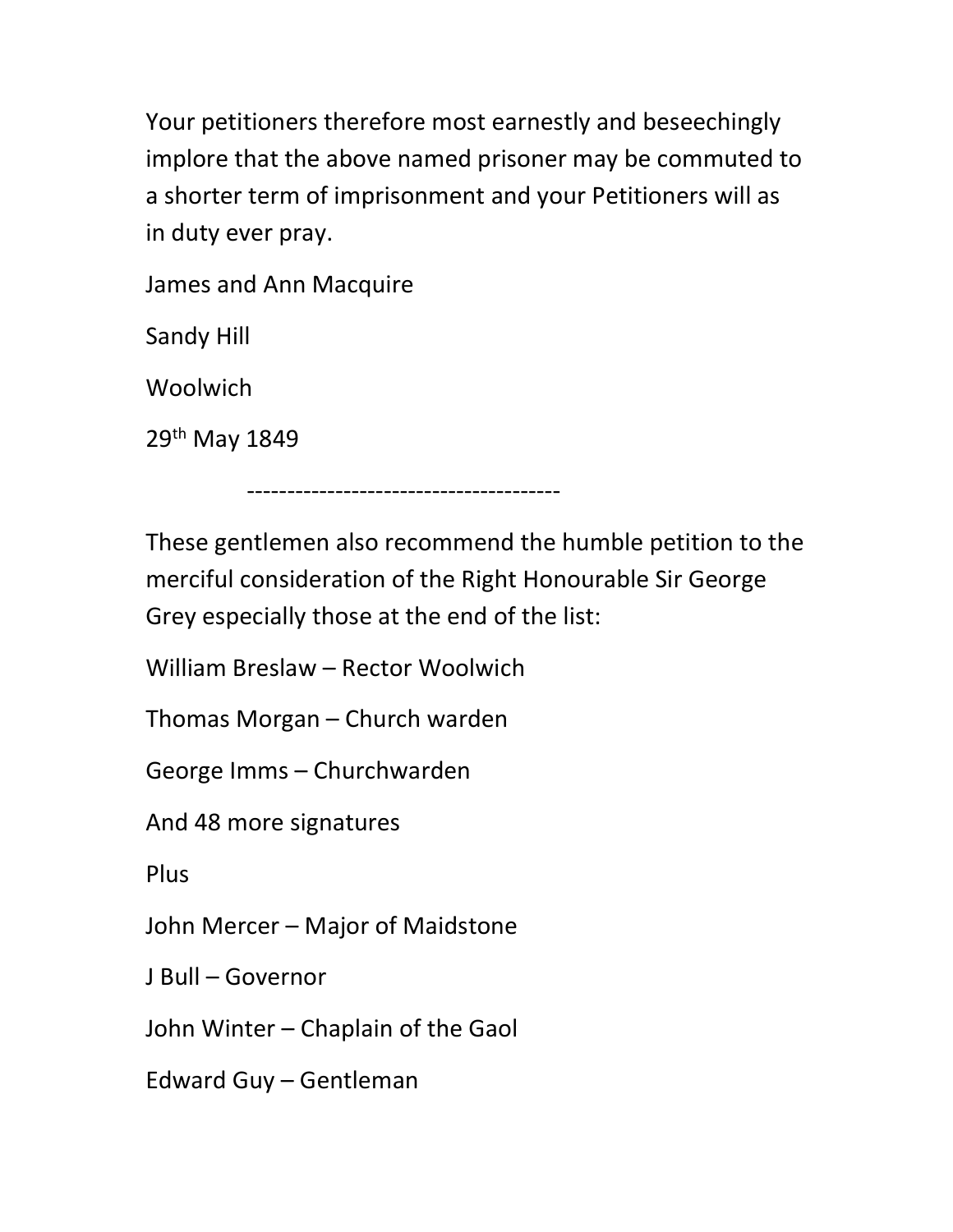Your petitioners therefore most earnestly and beseechingly implore that the above named prisoner may be commuted to a shorter term of imprisonment and your Petitioners will as in duty ever pray.

James and Ann Macquire

Sandy Hill

Woolwich

29th May 1849

---

These gentlemen also recommend the humble petition to the merciful consideration of the Right Honourable Sir George Grey especially those at the end of the list:

William Breslaw – Rector Woolwich

Thomas Morgan – Church warden

George Imms – Churchwarden

And 48 more signatures

Plus

John Mercer – Major of Maidstone

J Bull – Governor

John Winter – Chaplain of the Gaol

Edward Guy – Gentleman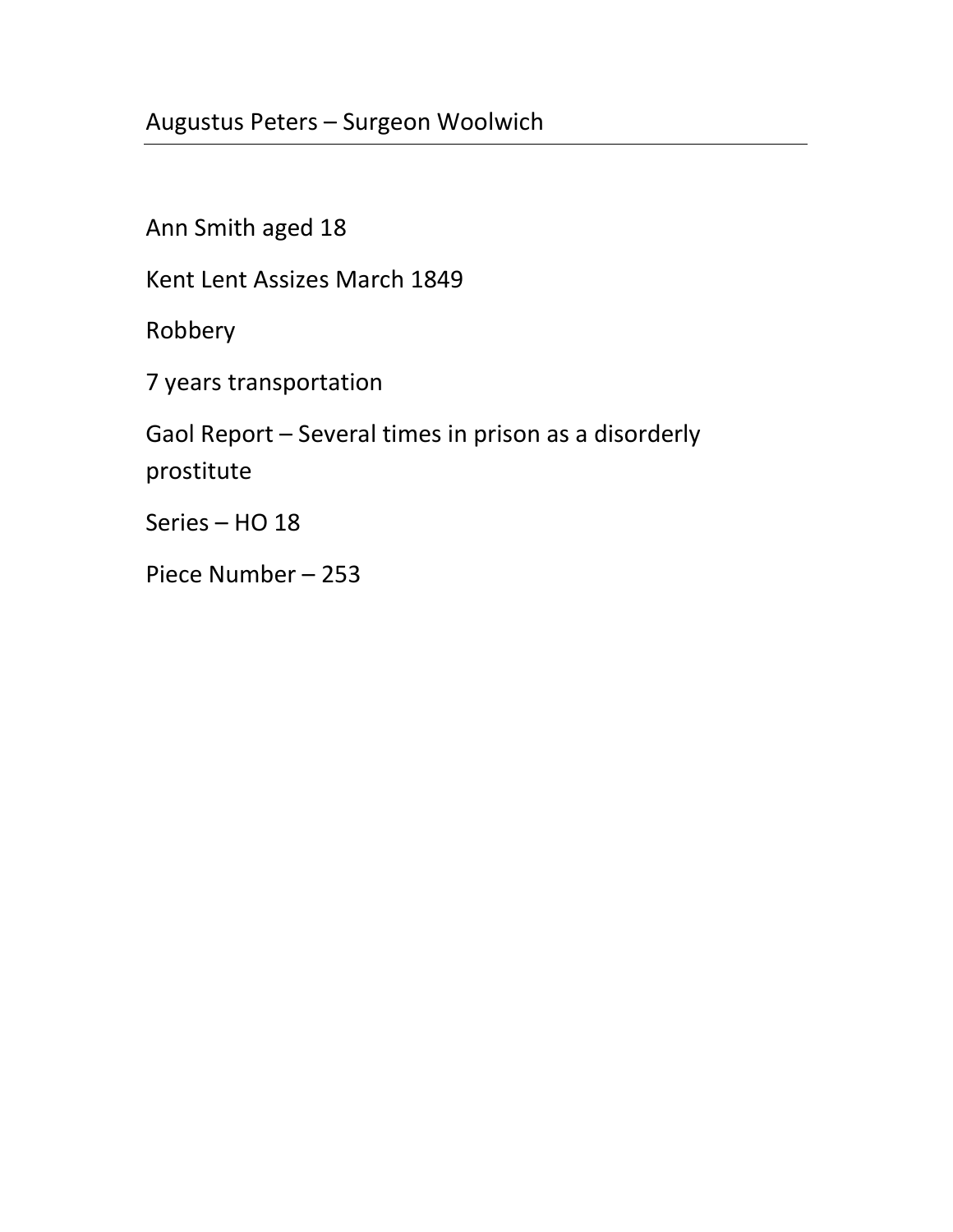Augustus Peters – Surgeon Woolwich

---

Ann Smith aged 18

Kent Lent Assizes March 1849

Robbery

7 years transportation

Gaol Report – Several times in prison as a disorderly prostitute

Series – HO 18

Piece Number – 253